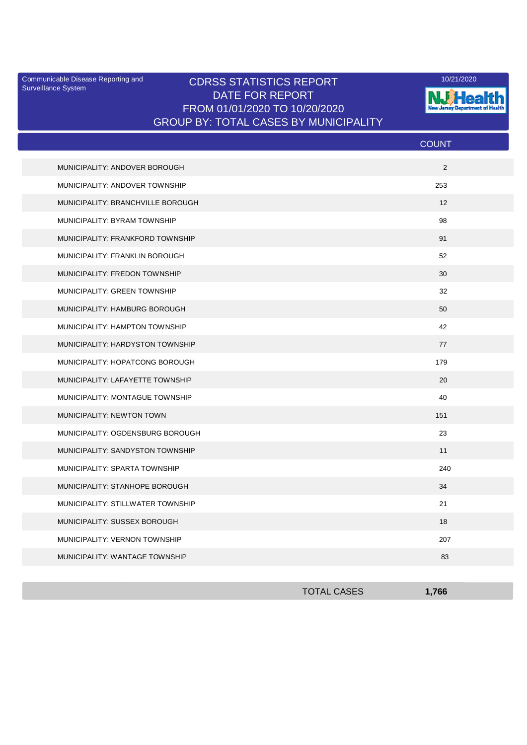Communicable Disease Reporting and Surveillance System

# CDRSS STATISTICS REPORT
## DATE FOR REPORT
## FROM 01/01/2020 TO 10/20/2020
## GROUP BY: TOTAL CASES BY MUNICIPALITY

10/21/2020

NJ Health New Jersey Department of Health

| | COUNT |
|---|---|
| MUNICIPALITY: ANDOVER BOROUGH | 2 |
| MUNICIPALITY: ANDOVER TOWNSHIP | 253 |
| MUNICIPALITY: BRANCHVILLE BOROUGH | 12 |
| MUNICIPALITY: BYRAM TOWNSHIP | 98 |
| MUNICIPALITY: FRANKFORD TOWNSHIP | 91 |
| MUNICIPALITY: FRANKLIN BOROUGH | 52 |
| MUNICIPALITY: FREDON TOWNSHIP | 30 |
| MUNICIPALITY: GREEN TOWNSHIP | 32 |
| MUNICIPALITY: HAMBURG BOROUGH | 50 |
| MUNICIPALITY: HAMPTON TOWNSHIP | 42 |
| MUNICIPALITY: HARDYSTON TOWNSHIP | 77 |
| MUNICIPALITY: HOPATCONG BOROUGH | 179 |
| MUNICIPALITY: LAFAYETTE TOWNSHIP | 20 |
| MUNICIPALITY: MONTAGUE TOWNSHIP | 40 |
| MUNICIPALITY: NEWTON TOWN | 151 |
| MUNICIPALITY: OGDENSBURG BOROUGH | 23 |
| MUNICIPALITY: SANDYSTON TOWNSHIP | 11 |
| MUNICIPALITY: SPARTA TOWNSHIP | 240 |
| MUNICIPALITY: STANHOPE BOROUGH | 34 |
| MUNICIPALITY: STILLWATER TOWNSHIP | 21 |
| MUNICIPALITY: SUSSEX BOROUGH | 18 |
| MUNICIPALITY: VERNON TOWNSHIP | 207 |
| MUNICIPALITY: WANTAGE TOWNSHIP | 83 |
| TOTAL CASES | **1,766** |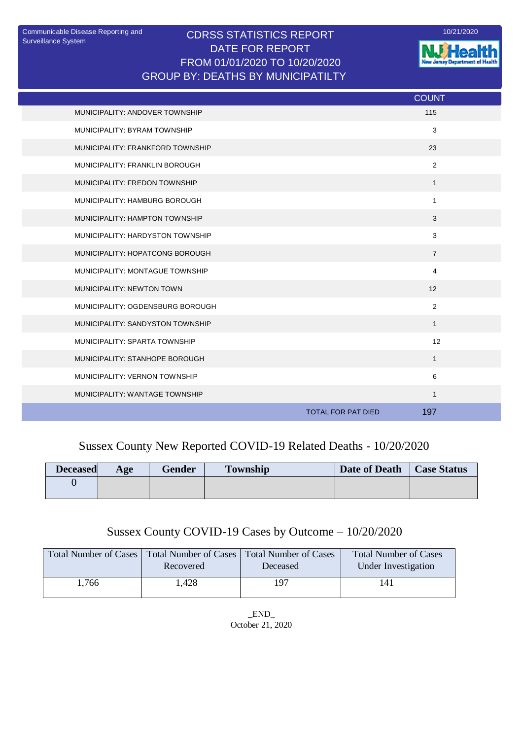Communicable Disease Reporting and Surveillance System

# CDRSS STATISTICS REPORT
## DATE FOR REPORT
## FROM 01/01/2020 TO 10/20/2020
## GROUP BY: DEATHS BY MUNICIPATILTY

10/21/2020

NJ Health
New Jersey Department of Health

| | COUNT |
|---|---|
| MUNICIPALITY: ANDOVER TOWNSHIP | 115 |
| MUNICIPALITY: BYRAM TOWNSHIP | 3 |
| MUNICIPALITY: FRANKFORD TOWNSHIP | 23 |
| MUNICIPALITY: FRANKLIN BOROUGH | 2 |
| MUNICIPALITY: FREDON TOWNSHIP | 1 |
| MUNICIPALITY: HAMBURG BOROUGH | 1 |
| MUNICIPALITY: HAMPTON TOWNSHIP | 3 |
| MUNICIPALITY: HARDYSTON TOWNSHIP | 3 |
| MUNICIPALITY: HOPATCONG BOROUGH | 7 |
| MUNICIPALITY: MONTAGUE TOWNSHIP | 4 |
| MUNICIPALITY: NEWTON TOWN | 12 |
| MUNICIPALITY: OGDENSBURG BOROUGH | 2 |
| MUNICIPALITY: SANDYSTON TOWNSHIP | 1 |
| MUNICIPALITY: SPARTA TOWNSHIP | 12 |
| MUNICIPALITY: STANHOPE BOROUGH | 1 |
| MUNICIPALITY: VERNON TOWNSHIP | 6 |
| MUNICIPALITY: WANTAGE TOWNSHIP | 1 |
| TOTAL FOR PAT DIED | 197 |

## Sussex County New Reported COVID-19 Related Deaths - 10/20/2020

| Deceased | Age | Gender | Township | Date of Death | Case Status |
|---|---|---|---|---|---|
| 0 | | | | | |

## Sussex County COVID-19 Cases by Outcome – 10/20/2020

| Total Number of Cases | Total Number of Cases Recovered | Total Number of Cases Deceased | Total Number of Cases Under Investigation |
|---|---|---|---|
| 1,766 | 1,428 | 197 | 141 |

_END_
October 21, 2020